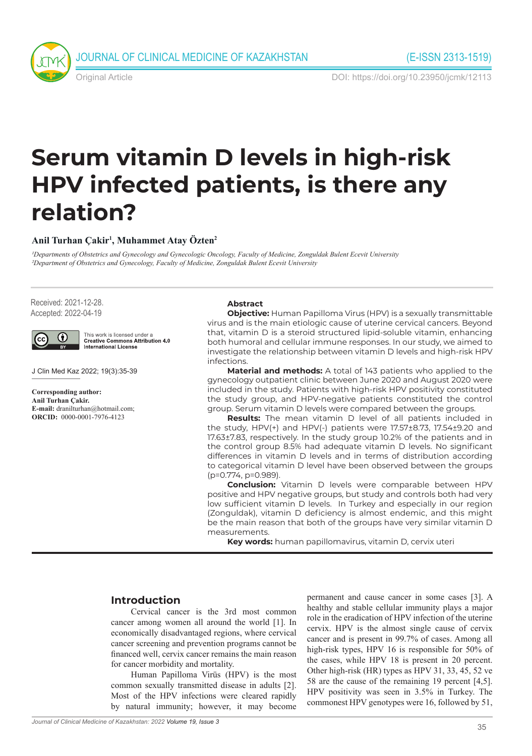# Serum vitamin D levels in high-risk HPV infected patients, is there any relation?

**Anil Turhan Çakir[1], Muhammet Atay Özten[2]**

*[1]Departments of Obstetrics and Gynecology and Gynecologic Oncology, Faculty of Medicine, Zonguldak Bulent Ecevit University*
*[2]Department of Obstetrics and Gynecology, Faculty of Medicine, Zonguldak Bulent Ecevit University*

Received: 2021-12-28.
Accepted: 2022-04-19

This work is licensed under a **Creative Commons Attribution 4.0 International License**

J Clin Med Kaz 2022; 19(3):35-39

**Corresponding author:**
**Anil Turhan Çakir.**
**E-mail:** dranilturhan@hotmail.com;
**ORCID:** 0000-0001-7976-4123

## Abstract

**Objective:** Human Papilloma Virus (HPV) is a sexually transmittable virus and is the main etiologic cause of uterine cervical cancers. Beyond that, vitamin D is a steroid structured lipid-soluble vitamin, enhancing both humoral and cellular immune responses. In our study, we aimed to investigate the relationship between vitamin D levels and high-risk HPV infections.

**Material and methods:** A total of 143 patients who applied to the gynecology outpatient clinic between June 2020 and August 2020 were included in the study. Patients with high-risk HPV positivity constituted the study group, and HPV-negative patients constituted the control group. Serum vitamin D levels were compared between the groups.

**Results:** The mean vitamin D level of all patients included in the study, HPV(+) and HPV(-) patients were 17.57±8.73, 17.54±9.20 and 17.63±7.83, respectively. In the study group 10.2% of the patients and in the control group 8.5% had adequate vitamin D levels. No significant differences in vitamin D levels and in terms of distribution according to categorical vitamin D level have been observed between the groups (p=0.774, p=0.989).

**Conclusion:** Vitamin D levels were comparable between HPV positive and HPV negative groups, but study and controls both had very low sufficient vitamin D levels. In Turkey and especially in our region (Zonguldak), vitamin D deficiency is almost endemic, and this might be the main reason that both of the groups have very similar vitamin D measurements.

**Key words:** human papillomavirus, vitamin D, cervix uteri

## Introduction

Cervical cancer is the 3rd most common cancer among women all around the world [1]. In economically disadvantaged regions, where cervical cancer screening and prevention programs cannot be financed well, cervix cancer remains the main reason for cancer morbidity and mortality.

Human Papilloma Virüs (HPV) is the most common sexually transmitted disease in adults [2]. Most of the HPV infections were cleared rapidly by natural immunity; however, it may become permanent and cause cancer in some cases [3]. A healthy and stable cellular immunity plays a major role in the eradication of HPV infection of the uterine cervix. HPV is the almost single cause of cervix cancer and is present in 99.7% of cases. Among all high-risk types, HPV 16 is responsible for 50% of the cases, while HPV 18 is present in 20 percent. Other high-risk (HR) types as HPV 31, 33, 45, 52 ve 58 are the cause of the remaining 19 percent [4,5]. HPV positivity was seen in 3.5% in Turkey. The commonest HPV genotypes were 16, followed by 51,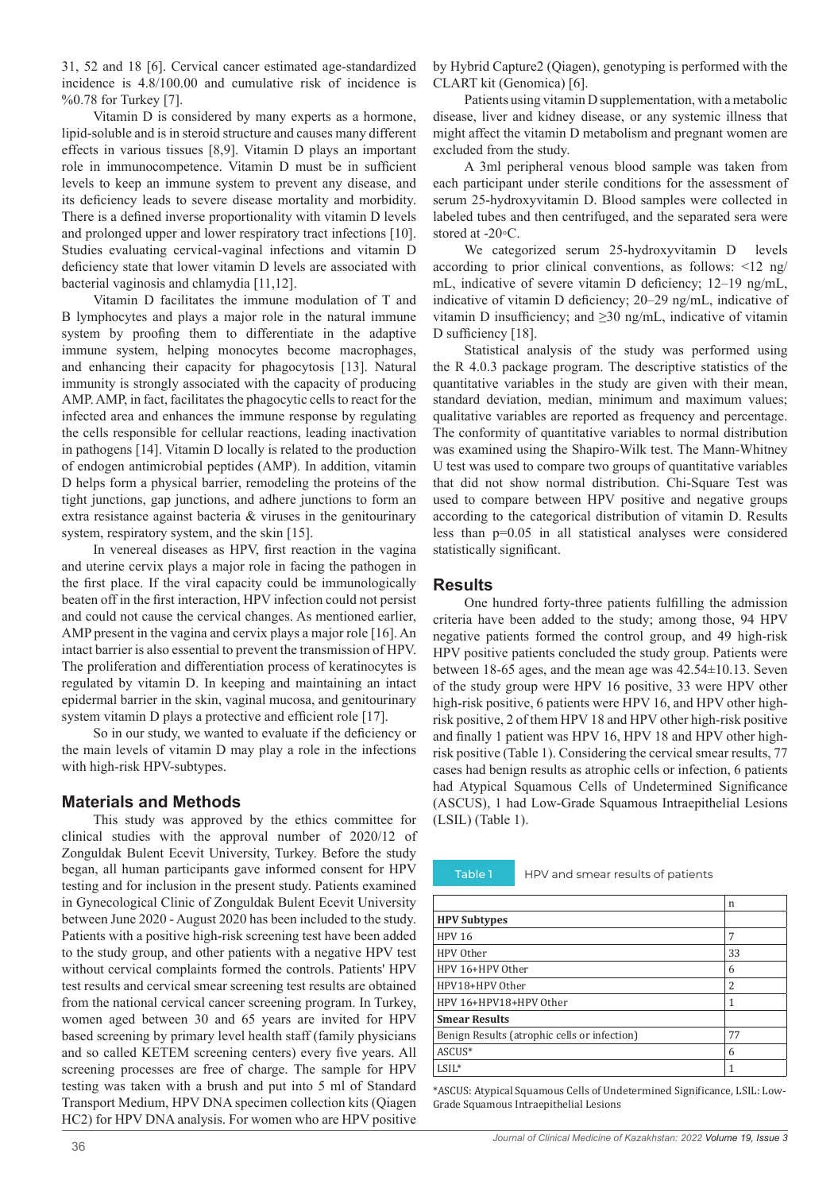31, 52 and 18 [6]. Cervical cancer estimated age-standardized incidence is 4.8/100.00 and cumulative risk of incidence is %0.78 for Turkey [7].

Vitamin D is considered by many experts as a hormone, lipid-soluble and is in steroid structure and causes many different effects in various tissues [8,9]. Vitamin D plays an important role in immunocompetence. Vitamin D must be in sufficient levels to keep an immune system to prevent any disease, and its deficiency leads to severe disease mortality and morbidity. There is a defined inverse proportionality with vitamin D levels and prolonged upper and lower respiratory tract infections [10]. Studies evaluating cervical-vaginal infections and vitamin D deficiency state that lower vitamin D levels are associated with bacterial vaginosis and chlamydia [11,12].

Vitamin D facilitates the immune modulation of T and B lymphocytes and plays a major role in the natural immune system by proofing them to differentiate in the adaptive immune system, helping monocytes become macrophages, and enhancing their capacity for phagocytosis [13]. Natural immunity is strongly associated with the capacity of producing AMP. AMP, in fact, facilitates the phagocytic cells to react for the infected area and enhances the immune response by regulating the cells responsible for cellular reactions, leading inactivation in pathogens [14]. Vitamin D locally is related to the production of endogen antimicrobial peptides (AMP). In addition, vitamin D helps form a physical barrier, remodeling the proteins of the tight junctions, gap junctions, and adhere junctions to form an extra resistance against bacteria & viruses in the genitourinary system, respiratory system, and the skin [15].

In venereal diseases as HPV, first reaction in the vagina and uterine cervix plays a major role in facing the pathogen in the first place. If the viral capacity could be immunologically beaten off in the first interaction, HPV infection could not persist and could not cause the cervical changes. As mentioned earlier, AMP present in the vagina and cervix plays a major role [16]. An intact barrier is also essential to prevent the transmission of HPV. The proliferation and differentiation process of keratinocytes is regulated by vitamin D. In keeping and maintaining an intact epidermal barrier in the skin, vaginal mucosa, and genitourinary system vitamin D plays a protective and efficient role [17].

So in our study, we wanted to evaluate if the deficiency or the main levels of vitamin D may play a role in the infections with high-risk HPV-subtypes.

## Materials and Methods

This study was approved by the ethics committee for clinical studies with the approval number of 2020/12 of Zonguldak Bulent Eecvit University, Turkey. Before the study began, all human participants gave informed consent for HPV testing and for inclusion in the present study. Patients examined in Gynecological Clinic of Zonguldak Bulent Ecevit University between June 2020 - August 2020 has been included to the study. Patients with a positive high-risk screening test have been added to the study group, and other patients with a negative HPV test without cervical complaints formed the controls. Patients' HPV test results and cervical smear screening test results are obtained from the national cervical cancer screening program. In Turkey, women aged between 30 and 65 years are invited for HPV based screening by primary level health staff (family physicians and so called KETEM screening centers) every five years. All screening processes are free of charge. The sample for HPV testing was taken with a brush and put into 5 ml of Standard Transport Medium, HPV DNA specimen collection kits (Qiagen HC2) for HPV DNA analysis. For women who are HPV positive by Hybrid Capture2 (Qiagen), genotyping is performed with the CLART kit (Genomica) [6].

Patients using vitamin D supplementation, with a metabolic disease, liver and kidney disease, or any systemic illness that might affect the vitamin D metabolism and pregnant women are excluded from the study.

A 3ml peripheral venous blood sample was taken from each participant under sterile conditions for the assessment of serum 25-hydroxyvitamin D. Blood samples were collected in labeled tubes and then centrifuged, and the separated sera were stored at -20◦C.

We categorized serum 25-hydroxyvitamin D levels according to prior clinical conventions, as follows: <12 ng/mL, indicative of severe vitamin D deficiency; 12–19 ng/mL, indicative of vitamin D deficiency; 20–29 ng/mL, indicative of vitamin D insufficiency; and ≥30 ng/mL, indicative of vitamin D sufficiency [18].

Statistical analysis of the study was performed using the R 4.0.3 package program. The descriptive statistics of the quantitative variables in the study are given with their mean, standard deviation, median, minimum and maximum values; qualitative variables are reported as frequency and percentage. The conformity of quantitative variables to normal distribution was examined using the Shapiro-Wilk test. The Mann-Whitney U test was used to compare two groups of quantitative variables that did not show normal distribution. Chi-Square Test was used to compare between HPV positive and negative groups according to the categorical distribution of vitamin D. Results less than p=0.05 in all statistical analyses were considered statistically significant.

## Results

One hundred forty-three patients fulfilling the admission criteria have been added to the study; among those, 94 HPV negative patients formed the control group, and 49 high-risk HPV positive patients concluded the study group. Patients were between 18-65 ages, and the mean age was 42.54±10.13. Seven of the study group were HPV 16 positive, 33 were HPV other high-risk positive, 6 patients were HPV 16, and HPV other high-risk positive, 2 of them HPV 18 and HPV other high-risk positive and finally 1 patient was HPV 16, HPV 18 and HPV other high-risk positive (Table 1). Considering the cervical smear results, 77 cases had benign results as atrophic cells or infection, 6 patients had Atypical Squamous Cells of Undetermined Significance (ASCUS), 1 had Low-Grade Squamous Intraepithelial Lesions (LSIL) (Table 1).

Table 1 HPV and smear results of patients

| | n |
|---|---|
| **HPV Subtypes** | |
| HPV 16 | 7 |
| HPV Other | 33 |
| HPV 16+HPV Other | 6 |
| HPV18+HPV Other | 2 |
| HPV 16+HPV18+HPV Other | 1 |
| **Smear Results** | |
| Benign Results (atrophic cells or infection) | 77 |
| ASCUS* | 6 |
| LSIL* | 1 |

*ASCUS: Atypical Squamous Cells of Undetermined Significance, LSIL: Low-Grade Squamous Intraepithelial Lesions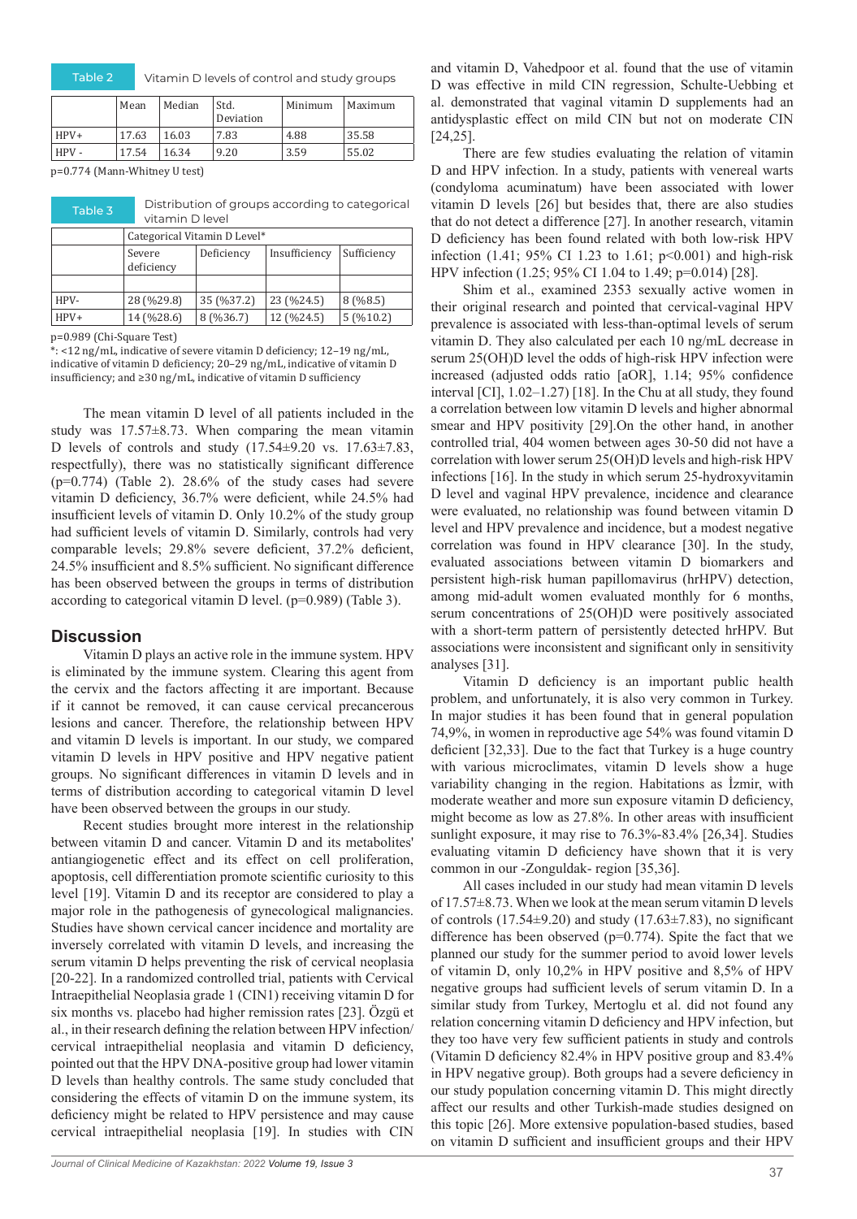**Table 2** Vitamin D levels of control and study groups

| | Mean | Median | Std. Deviation | Minimum | Maximum |
|---|---|---|---|---|---|
| HPV+ | 17.63 | 16.03 | 7.83 | 4.88 | 35.58 |
| HPV - | 17.54 | 16.34 | 9.20 | 3.59 | 55.02 |

p=0.774 (Mann-Whitney U test)

**Table 3** Distribution of groups according to categorical vitamin D level

| | Categorical Vitamin D Level* | | | |
|---|---|---|---|---|
| | Severe deficiency | Deficiency | Insufficiency | Sufficiency |
| HPV- | 28 (%29.8) | 35 (%37.2) | 23 (%24.5) | 8 (%8.5) |
| HPV+ | 14 (%28.6) | 8 (%36.7) | 12 (%24.5) | 5 (%10.2) |

p=0.989 (Chi-Square Test)

*: <12 ng/mL, indicative of severe vitamin D deficiency; 12–19 ng/mL, indicative of vitamin D deficiency; 20–29 ng/mL, indicative of vitamin D insufficiency; and ≥30 ng/mL, indicative of vitamin D sufficiency

The mean vitamin D level of all patients included in the study was 17.57±8.73. When comparing the mean vitamin D levels of controls and study (17.54±9.20 vs. 17.63±7.83, respectfully), there was no statistically significant difference (p=0.774) (Table 2). 28.6% of the study cases had severe vitamin D deficiency, 36.7% were deficient, while 24.5% had insufficient levels of vitamin D. Only 10.2% of the study group had sufficient levels of vitamin D. Similarly, controls had very comparable levels; 29.8% severe deficient, 37.2% deficient, 24.5% insufficient and 8.5% sufficient. No significant difference has been observed between the groups in terms of distribution according to categorical vitamin D level. (p=0.989) (Table 3).

## Discussion

Vitamin D plays an active role in the immune system. HPV is eliminated by the immune system. Clearing this agent from the cervix and the factors affecting it are important. Because if it cannot be removed, it can cause cervical precancerous lesions and cancer. Therefore, the relationship between HPV and vitamin D levels is important. In our study, we compared vitamin D levels in HPV positive and HPV negative patient groups. No significant differences in vitamin D levels and in terms of distribution according to categorical vitamin D level have been observed between the groups in our study.

Recent studies brought more interest in the relationship between vitamin D and cancer. Vitamin D and its metabolites' antiangiogenetic effect and its effect on cell proliferation, apoptosis, cell differentiation promote scientific curiosity to this level [19]. Vitamin D and its receptor are considered to play a major role in the pathogenesis of gynecological malignancies. Studies have shown cervical cancer incidence and mortality are inversely correlated with vitamin D levels, and increasing the serum vitamin D helps preventing the risk of cervical neoplasia [20-22]. In a randomized controlled trial, patients with Cervical Intraepithelial Neoplasia grade 1 (CIN1) receiving vitamin D for six months vs. placebo had higher remission rates [23]. Özgü et al., in their research defining the relation between HPV infection/cervical intraepithelial neoplasia and vitamin D deficiency, pointed out that the HPV DNA-positive group had lower vitamin D levels than healthy controls. The same study concluded that considering the effects of vitamin D on the immune system, its deficiency might be related to HPV persistence and may cause cervical intraepithelial neoplasia [19]. In studies with CIN and vitamin D, Vahedpoor et al. found that the use of vitamin D was effective in mild CIN regression, Schulte-Uebbing et al. demonstrated that vaginal vitamin D supplements had an antidysplastic effect on mild CIN but not on moderate CIN [24,25].

There are few studies evaluating the relation of vitamin D and HPV infection. In a study, patients with venereal warts (condyloma acuminatum) have been associated with lower vitamin D levels [26] but besides that, there are also studies that do not detect a difference [27]. In another research, vitamin D deficiency has been found related with both low-risk HPV infection (1.41; 95% CI 1.23 to 1.61; p<0.001) and high-risk HPV infection (1.25; 95% CI 1.04 to 1.49; p=0.014) [28].

Shim et al., examined 2353 sexually active women in their original research and pointed that cervical-vaginal HPV prevalence is associated with less-than-optimal levels of serum vitamin D. They also calculated per each 10 ng/mL decrease in serum 25(OH)D level the odds of high-risk HPV infection were increased (adjusted odds ratio [aOR], 1.14; 95% confidence interval [CI], 1.02–1.27) [18]. In the Chu at all study, they found a correlation between low vitamin D levels and higher abnormal smear and HPV positivity [29].On the other hand, in another controlled trial, 404 women between ages 30-50 did not have a correlation with lower serum 25(OH)D levels and high-risk HPV infections [16]. In the study in which serum 25-hydroxyvitamin D level and vaginal HPV prevalence, incidence and clearance were evaluated, no relationship was found between vitamin D level and HPV prevalence and incidence, but a modest negative correlation was found in HPV clearance [30]. In the study, evaluated associations between vitamin D biomarkers and persistent high-risk human papillomavirus (hrHPV) detection, among mid-adult women evaluated monthly for 6 months, serum concentrations of 25(OH)D were positively associated with a short-term pattern of persistently detected hrHPV. But associations were inconsistent and significant only in sensitivity analyses [31].

Vitamin D deficiency is an important public health problem, and unfortunately, it is also very common in Turkey. In major studies it has been found that in general population 74,9%, in women in reproductive age 54% was found vitamin D deficient [32,33]. Due to the fact that Turkey is a huge country with various microclimates, vitamin D levels show a huge variability changing in the region. Habitations as İzmir, with moderate weather and more sun exposure vitamin D deficiency, might become as low as 27.8%. In other areas with insufficient sunlight exposure, it may rise to 76.3%-83.4% [26,34]. Studies evaluating vitamin D deficiency have shown that it is very common in our -Zonguldak- region [35,36].

All cases included in our study had mean vitamin D levels of 17.57±8.73. When we look at the mean serum vitamin D levels of controls (17.54±9.20) and study (17.63±7.83), no significant difference has been observed (p=0.774). Spite the fact that we planned our study for the summer period to avoid lower levels of vitamin D, only 10,2% in HPV positive and 8,5% of HPV negative groups had sufficient levels of serum vitamin D. In a similar study from Turkey, Mertoglu et al. did not found any relation concerning vitamin D deficiency and HPV infection, but they too have very few sufficient patients in study and controls (Vitamin D deficiency 82.4% in HPV positive group and 83.4% in HPV negative group). Both groups had a severe deficiency in our study population concerning vitamin D. This might directly affect our results and other Turkish-made studies designed on this topic [26]. More extensive population-based studies, based on vitamin D sufficient and insufficient groups and their HPV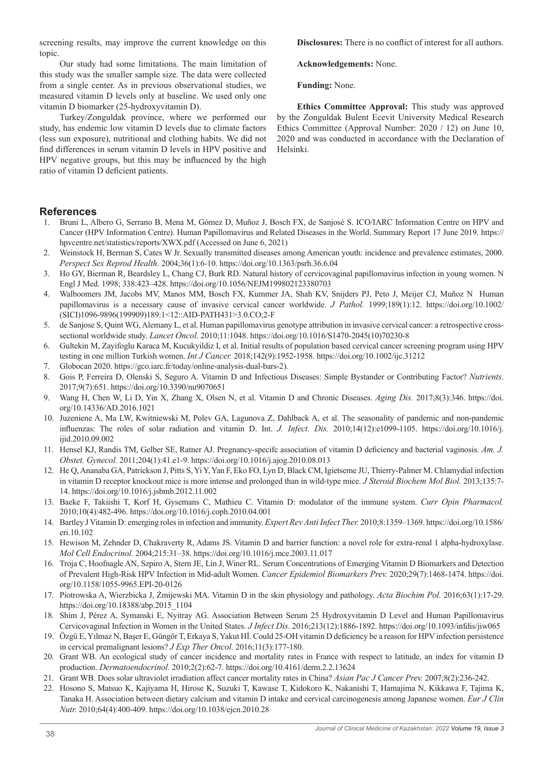screening results, may improve the current knowledge on this topic.

Our study had some limitations. The main limitation of this study was the smaller sample size. The data were collected from a single center. As in previous observational studies, we measured vitamin D levels only at baseline. We used only one vitamin D biomarker (25-hydroxyvitamin D).

Turkey/Zonguldak province, where we performed our study, has endemic low vitamin D levels due to climate factors (less sun exposure), nutritional and clothing habits. We did not find differences in serum vitamin D levels in HPV positive and HPV negative groups, but this may be influenced by the high ratio of vitamin D deficient patients.

**Disclosures:** There is no conflict of interest for all authors.

**Acknowledgements:** None.

**Funding:** None.

**Ethics Committee Approval:** This study was approved by the Zonguldak Bulent Ecevit University Medical Research Ethics Committee (Approval Number: 2020 / 12) on June 10, 2020 and was conducted in accordance with the Declaration of Helsinki.

## References

1. Bruni L, Albero G, Serrano B, Mena M, Gómez D, Muñoz J, Bosch FX, de Sanjosé S. ICO/IARC Information Centre on HPV and Cancer (HPV Information Centre). Human Papillomavirus and Related Diseases in the World. Summary Report 17 June 2019. https://hpvcentre.net/statistics/reports/XWX.pdf (Accessed on June 6, 2021)
2. Weinstock H, Berman S, Cates W Jr. Sexually transmitted diseases among American youth: incidence and prevalence estimates, 2000. *Perspect Sex Reprod Health.* 2004;36(1):6-10. https://doi.org/10.1363/psrh.36.6.04
3. Ho GY, Bierman R, Beardsley L, Chang CJ, Burk RD. Natural history of cervicovaginal papillomavirus infection in young women. N Engl J Med. 1998; 338:423–428. https://doi.org/10.1056/NEJM199802123380703
4. Walboomers JM, Jacobs MV, Manos MM, Bosch FX, Kummer JA, Shah KV, Snijders PJ, Peto J, Meijer CJ, Muñoz N Human papillomavirus is a necessary cause of invasive cervical cancer worldwide. *J Pathol.* 1999;189(1):12. https://doi.org/10.1002/(SICI)1096-9896(199909)189:1<12::AID-PATH431>3.0.CO;2-F
5. de Sanjose S, Quint WG, Alemany L, et al. Human papillomavirus genotype attribution in invasive cervical cancer: a retrospective cross-sectional worldwide study. *Lancet Oncol*. 2010;11:1048. https://doi.org/10.1016/S1470-2045(10)70230-8
6. Gultekin M, Zayifoglu Karaca M, Kucukyildiz I, et al. Initial results of population based cervical cancer screening program using HPV testing in one million Turkish women. *Int J Cancer.* 2018;142(9):1952-1958. https://doi.org/10.1002/ijc.31212
7. Globocan 2020. https://gco.iarc.fr/today/online-analysis-dual-bars-2).
8. Gois P, Ferreira D, Olenski S, Seguro A. Vitamin D and Infectious Diseases: Simple Bystander or Contributing Factor? *Nutrients*. 2017;9(7):651. https://doi.org/10.3390/nu9070651
9. Wang H, Chen W, Li D, Yin X, Zhang X, Olsen N, et al. Vitamin D and Chronic Diseases. *Aging Dis.* 2017;8(3):346. https://doi.org/10.14336/AD.2016.1021
10. Juzeniene A, Ma LW, Kwitniewski M, Polev GA, Lagunova Z, Dahlback A, et al. The seasonality of pandemic and non-pandemic influenzas: The roles of solar radiation and vitamin D. Int. *J. Infect. Dis.* 2010;14(12):e1099-1105. https://doi.org/10.1016/j.ijid.2010.09.002
11. Hensel KJ, Randis TM, Gelber SE, Ratner AJ. Pregnancy-specifc association of vitamin D deficiency and bacterial vaginosis. *Am. J. Obstet. Gynecol.* 2011;204(1):41.e1-9. https://doi.org/10.1016/j.ajog.2010.08.013
12. He Q, Ananaba GA, Patrickson J, Pitts S, Yi Y, Yan F, Eko FO, Lyn D, Black CM, Igietseme JU, Thierry-Palmer M. Chlamydial infection in vitamin D receptor knockout mice is more intense and prolonged than in wild-type mice. *J Steroid Biochem Mol Biol.* 2013;135:7-14. https://doi.org/10.1016/j.jsbmb.2012.11.002
13. Baeke F, Takiishi T, Korf H, Gysemans C, Mathieu C. Vitamin D: modulator of the immune system. *Curr Opin Pharmacol.* 2010;10(4):482-496. https://doi.org/10.1016/j.coph.2010.04.001
14. Bartley J Vitamin D: emerging roles in infection and immunity. *Expert Rev Anti Infect Ther.* 2010;8:1359–1369. https://doi.org/10.1586/eri.10.102
15. Hewison M, Zehnder D, Chakraverty R, Adams JS. Vitamin D and barrier function: a novel role for extra-renal 1 alpha-hydroxylase. *Mol Cell Endocrinol.* 2004;215:31–38. https://doi.org/10.1016/j.mce.2003.11.017
16. Troja C, Hoofnagle AN, Szpiro A, Stern JE, Lin J, Winer RL. Serum Concentrations of Emerging Vitamin D Biomarkers and Detection of Prevalent High-Risk HPV Infection in Mid-adult Women. *Cancer Epidemiol Biomarkers Prev.* 2020;29(7):1468-1474. https://doi.org/10.1158/1055-9965.EPI-20-0126
17. Piotrowska A, Wierzbicka J, Żmijewski MA. Vitamin D in the skin physiology and pathology. *Acta Biochim Pol.* 2016;63(1):17-29. https://doi.org/10.18388/abp.2015_1104
18. Shim J, Pérez A, Symanski E, Nyitray AG. Association Between Serum 25 Hydroxyvitamin D Level and Human Papillomavirus Cervicovaginal Infection in Women in the United States. *J Infect Dis*. 2016;213(12):1886-1892. https://doi.org/10.1093/infdis/jiw065
19. Özgü E, Yılmaz N, Başer E, Güngör T, Erkaya S, Yakut Hİ. Could 25-OH vitamin D deficiency be a reason for HPV infection persistence in cervical premalignant lesions? *J Exp Ther Oncol.* 2016;11(3):177-180.
20. Grant WB. An ecological study of cancer incidence and mortality rates in France with respect to latitude, an index for vitamin D production. *Dermatoendocrinol.* 2010;2(2):62-7. https://doi.org/10.4161/derm.2.2.13624
21. Grant WB. Does solar ultraviolet irradiation affect cancer mortality rates in China? *Asian Pac J Cancer Prev.* 2007;8(2):236-242.
22. Hosono S, Matsuo K, Kajiyama H, Hirose K, Suzuki T, Kawase T, Kidokoro K, Nakanishi T, Hamajima N, Kikkawa F, Tajima K, Tanaka H. Association between dietary calcium and vitamin D intake and cervical carcinogenesis among Japanese women. *Eur J Clin Nutr.* 2010;64(4):400-409. https://doi.org/10.1038/ejcn.2010.28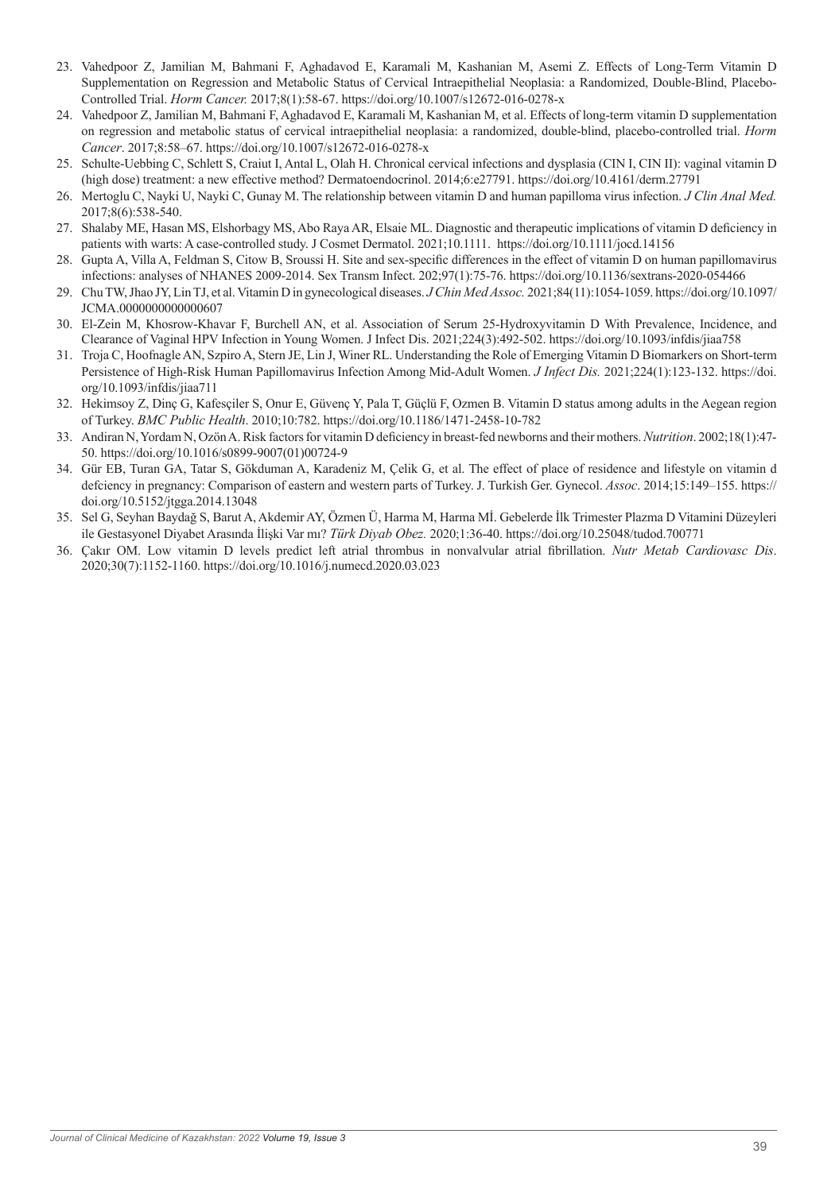23. Vahedpoor Z, Jamilian M, Bahmani F, Aghadavod E, Karamali M, Kashanian M, Asemi Z. Effects of Long-Term Vitamin D Supplementation on Regression and Metabolic Status of Cervical Intraepithelial Neoplasia: a Randomized, Double-Blind, Placebo-Controlled Trial. *Horm Cancer.* 2017;8(1):58-67. https://doi.org/10.1007/s12672-016-0278-x
24. Vahedpoor Z, Jamilian M, Bahmani F, Aghadavod E, Karamali M, Kashanian M, et al. Effects of long-term vitamin D supplementation on regression and metabolic status of cervical intraepithelial neoplasia: a randomized, double-blind, placebo-controlled trial. *Horm Cancer*. 2017;8:58–67. https://doi.org/10.1007/s12672-016-0278-x
25. Schulte-Uebbing C, Schlett S, Craiut I, Antal L, Olah H. Chronical cervical infections and dysplasia (CIN I, CIN II): vaginal vitamin D (high dose) treatment: a new effective method? Dermatoendocrinol. 2014;6:e27791. https://doi.org/10.4161/derm.27791
26. Mertoglu C, Nayki U, Nayki C, Gunay M. The relationship between vitamin D and human papilloma virus infection. *J Clin Anal Med.* 2017;8(6):538-540.
27. Shalaby ME, Hasan MS, Elshorbagy MS, Abo Raya AR, Elsaie ML. Diagnostic and therapeutic implications of vitamin D deficiency in patients with warts: A case-controlled study. J Cosmet Dermatol. 2021;10.1111. https://doi.org/10.1111/jocd.14156
28. Gupta A, Villa A, Feldman S, Citow B, Sroussi H. Site and sex-specific differences in the effect of vitamin D on human papillomavirus infections: analyses of NHANES 2009-2014. Sex Transm Infect. 202;97(1):75-76. https://doi.org/10.1136/sextrans-2020-054466
29. Chu TW, Jhao JY, Lin TJ, et al. Vitamin D in gynecological diseases. *J Chin Med Assoc.* 2021;84(11):1054-1059. https://doi.org/10.1097/JCMA.0000000000000607
30. El-Zein M, Khosrow-Khavar F, Burchell AN, et al. Association of Serum 25-Hydroxyvitamin D With Prevalence, Incidence, and Clearance of Vaginal HPV Infection in Young Women. J Infect Dis. 2021;224(3):492-502. https://doi.org/10.1093/infdis/jiaa758
31. Troja C, Hoofnagle AN, Szpiro A, Stern JE, Lin J, Winer RL. Understanding the Role of Emerging Vitamin D Biomarkers on Short-term Persistence of High-Risk Human Papillomavirus Infection Among Mid-Adult Women. *J Infect Dis.* 2021;224(1):123-132. https://doi.org/10.1093/infdis/jiaa711
32. Hekimsoy Z, Dinç G, Kafesçiler S, Onur E, Güvenç Y, Pala T, Güçlü F, Ozmen B. Vitamin D status among adults in the Aegean region of Turkey. *BMC Public Health*. 2010;10:782. https://doi.org/10.1186/1471-2458-10-782
33. Andiran N, Yordam N, Ozön A. Risk factors for vitamin D deficiency in breast-fed newborns and their mothers. *Nutrition*. 2002;18(1):47-50. https://doi.org/10.1016/s0899-9007(01)00724-9
34. Gür EB, Turan GA, Tatar S, Gökduman A, Karadeniz M, Çelik G, et al. The effect of place of residence and lifestyle on vitamin d defciency in pregnancy: Comparison of eastern and western parts of Turkey. J. Turkish Ger. Gynecol. *Assoc*. 2014;15:149–155. https://doi.org/10.5152/jtgga.2014.13048
35. Sel G, Seyhan Baydağ S, Barut A, Akdemir AY, Özmen Ü, Harma M, Harma Mİ. Gebelerde İlk Trimester Plazma D Vitamini Düzeyleri ile Gestasyonel Diyabet Arasında İlişki Var mı? *Türk Diyab Obez.* 2020;1:36-40. https://doi.org/10.25048/tudod.700771
36. Çakır OM. Low vitamin D levels predict left atrial thrombus in nonvalvular atrial fibrillation. *Nutr Metab Cardiovasc Dis*. 2020;30(7):1152-1160. https://doi.org/10.1016/j.numecd.2020.03.023